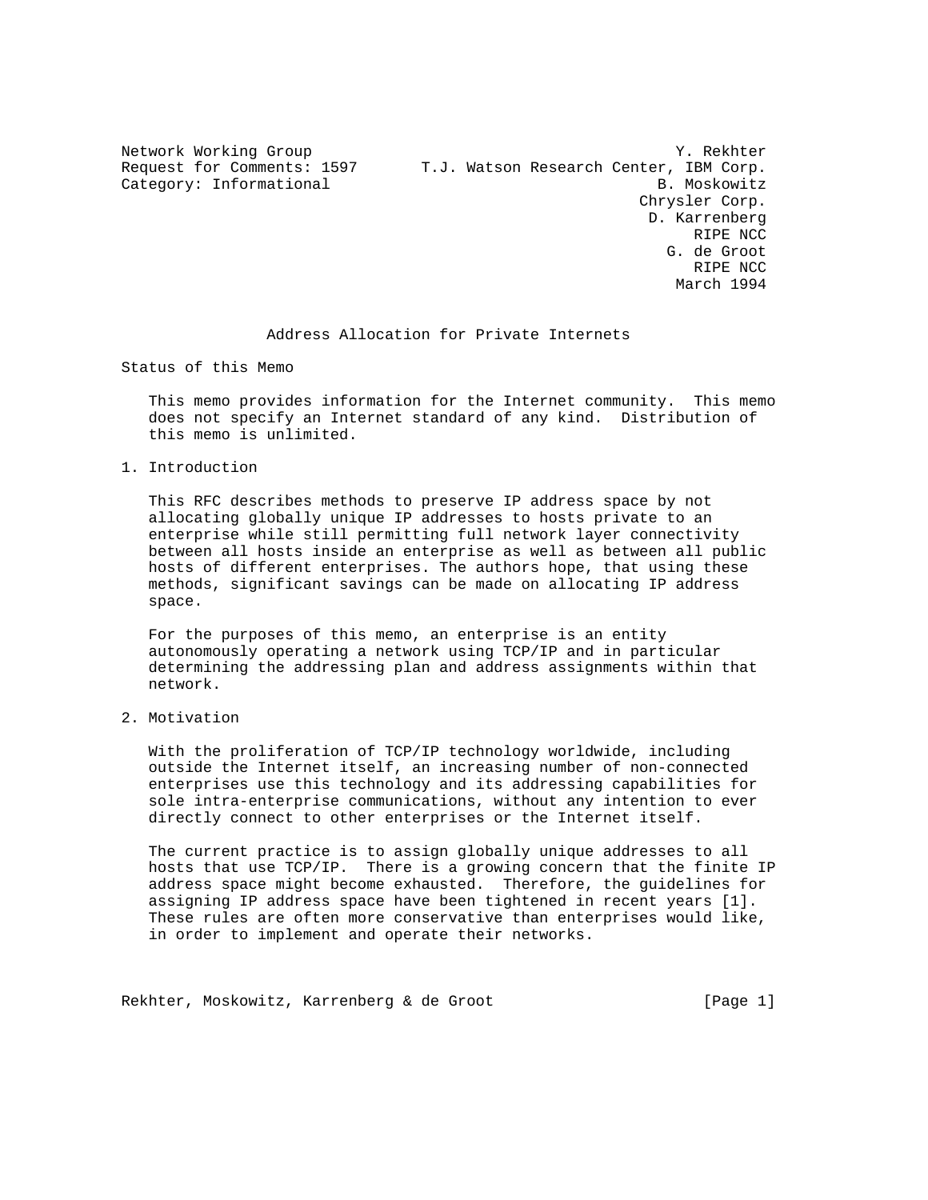Network Working Group Y. Rekhter
Request for Comments: 1597 T.J. Watson Research Center, IBM Corp.
Category: Informational B. Moskowitz
Chrysler Corp.
D. Karrenberg
RIPE NCC
G. de Groot
RIPE NCC
March 1994

# Address Allocation for Private Internets

## Status of this Memo

This memo provides information for the Internet community. This memo does not specify an Internet standard of any kind. Distribution of this memo is unlimited.

## 1. Introduction

This RFC describes methods to preserve IP address space by not allocating globally unique IP addresses to hosts private to an enterprise while still permitting full network layer connectivity between all hosts inside an enterprise as well as between all public hosts of different enterprises. The authors hope, that using these methods, significant savings can be made on allocating IP address space.

For the purposes of this memo, an enterprise is an entity autonomously operating a network using TCP/IP and in particular determining the addressing plan and address assignments within that network.

## 2. Motivation

With the proliferation of TCP/IP technology worldwide, including outside the Internet itself, an increasing number of non-connected enterprises use this technology and its addressing capabilities for sole intra-enterprise communications, without any intention to ever directly connect to other enterprises or the Internet itself.

The current practice is to assign globally unique addresses to all hosts that use TCP/IP. There is a growing concern that the finite IP address space might become exhausted. Therefore, the guidelines for assigning IP address space have been tightened in recent years [1]. These rules are often more conservative than enterprises would like, in order to implement and operate their networks.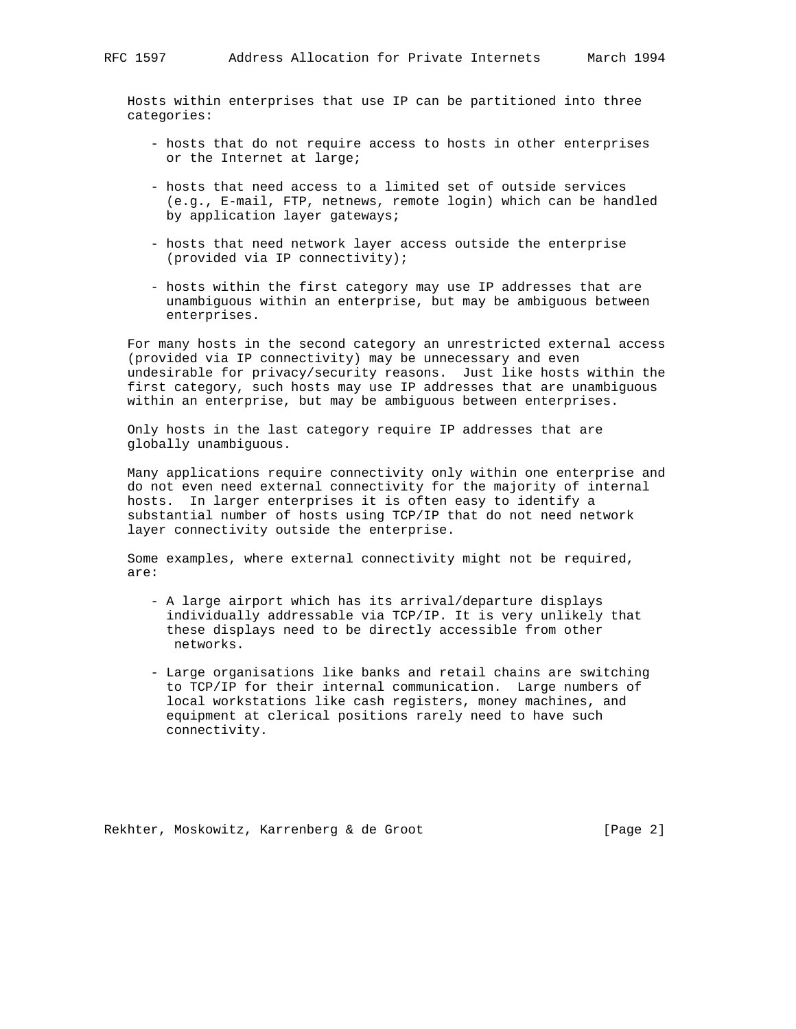Hosts within enterprises that use IP can be partitioned into three categories:

- hosts that do not require access to hosts in other enterprises or the Internet at large;

- hosts that need access to a limited set of outside services (e.g., E-mail, FTP, netnews, remote login) which can be handled by application layer gateways;

- hosts that need network layer access outside the enterprise (provided via IP connectivity);

- hosts within the first category may use IP addresses that are unambiguous within an enterprise, but may be ambiguous between enterprises.

For many hosts in the second category an unrestricted external access (provided via IP connectivity) may be unnecessary and even undesirable for privacy/security reasons. Just like hosts within the first category, such hosts may use IP addresses that are unambiguous within an enterprise, but may be ambiguous between enterprises.

Only hosts in the last category require IP addresses that are globally unambiguous.

Many applications require connectivity only within one enterprise and do not even need external connectivity for the majority of internal hosts. In larger enterprises it is often easy to identify a substantial number of hosts using TCP/IP that do not need network layer connectivity outside the enterprise.

Some examples, where external connectivity might not be required, are:

- A large airport which has its arrival/departure displays individually addressable via TCP/IP. It is very unlikely that these displays need to be directly accessible from other networks.

- Large organisations like banks and retail chains are switching to TCP/IP for their internal communication. Large numbers of local workstations like cash registers, money machines, and equipment at clerical positions rarely need to have such connectivity.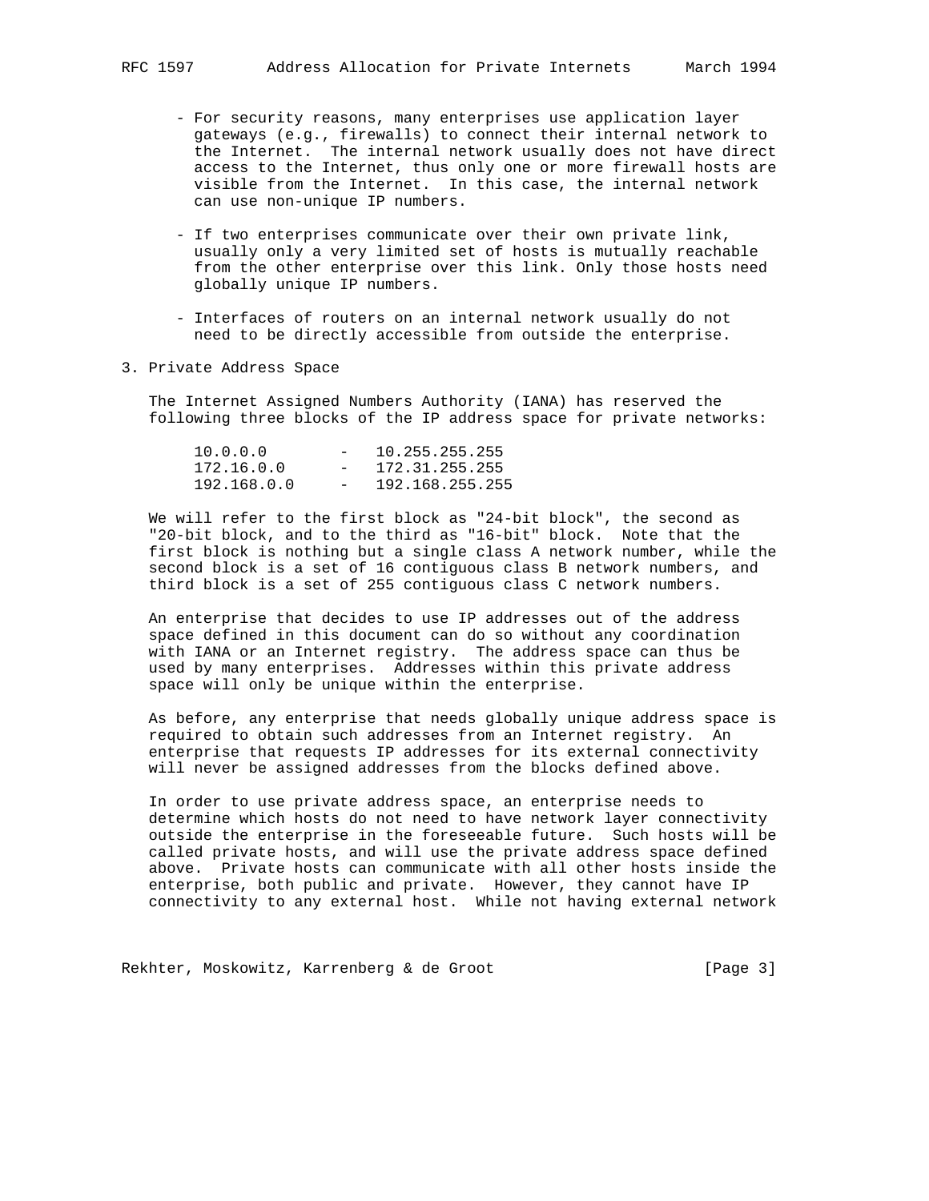- For security reasons, many enterprises use application layer gateways (e.g., firewalls) to connect their internal network to the Internet. The internal network usually does not have direct access to the Internet, thus only one or more firewall hosts are visible from the Internet. In this case, the internal network can use non-unique IP numbers.

- If two enterprises communicate over their own private link, usually only a very limited set of hosts is mutually reachable from the other enterprise over this link. Only those hosts need globally unique IP numbers.

- Interfaces of routers on an internal network usually do not need to be directly accessible from outside the enterprise.

## 3. Private Address Space

The Internet Assigned Numbers Authority (IANA) has reserved the following three blocks of the IP address space for private networks:

```
10.0.0.0        -   10.255.255.255
172.16.0.0      -   172.31.255.255
192.168.0.0     -   192.168.255.255
```

We will refer to the first block as "24-bit block", the second as "20-bit block, and to the third as "16-bit" block. Note that the first block is nothing but a single class A network number, while the second block is a set of 16 contiguous class B network numbers, and third block is a set of 255 contiguous class C network numbers.

An enterprise that decides to use IP addresses out of the address space defined in this document can do so without any coordination with IANA or an Internet registry. The address space can thus be used by many enterprises. Addresses within this private address space will only be unique within the enterprise.

As before, any enterprise that needs globally unique address space is required to obtain such addresses from an Internet registry. An enterprise that requests IP addresses for its external connectivity will never be assigned addresses from the blocks defined above.

In order to use private address space, an enterprise needs to determine which hosts do not need to have network layer connectivity outside the enterprise in the foreseeable future. Such hosts will be called private hosts, and will use the private address space defined above. Private hosts can communicate with all other hosts inside the enterprise, both public and private. However, they cannot have IP connectivity to any external host. While not having external network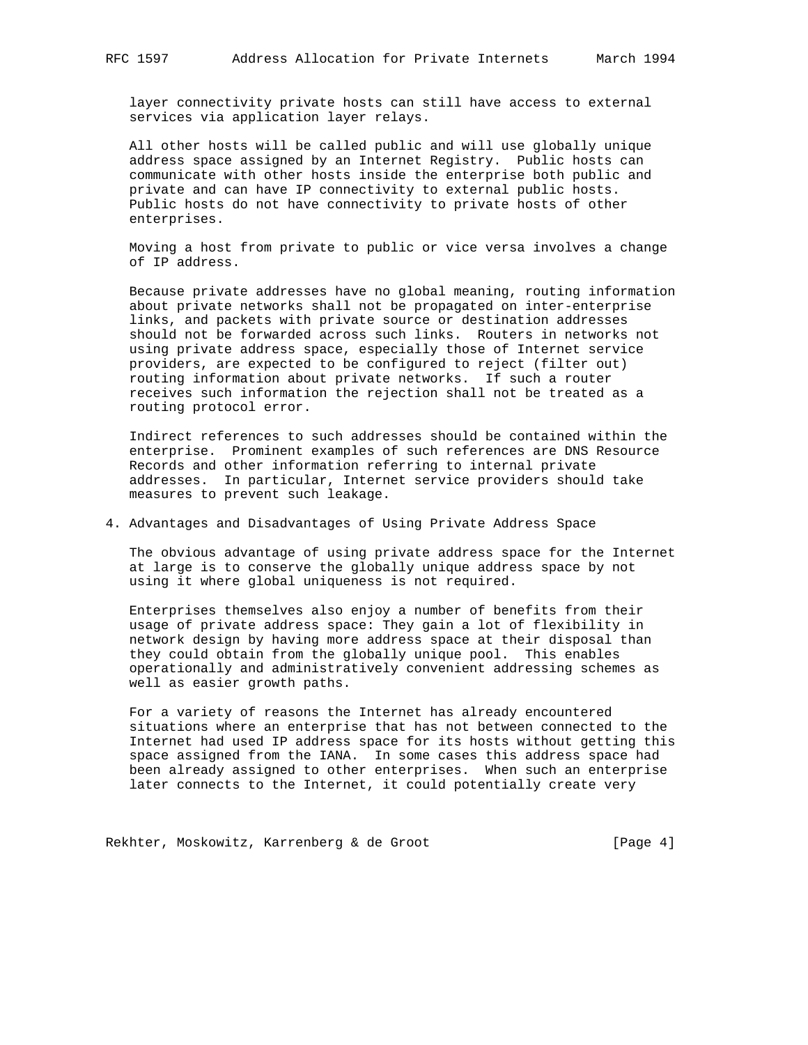layer connectivity private hosts can still have access to external services via application layer relays.

All other hosts will be called public and will use globally unique address space assigned by an Internet Registry. Public hosts can communicate with other hosts inside the enterprise both public and private and can have IP connectivity to external public hosts. Public hosts do not have connectivity to private hosts of other enterprises.

Moving a host from private to public or vice versa involves a change of IP address.

Because private addresses have no global meaning, routing information about private networks shall not be propagated on inter-enterprise links, and packets with private source or destination addresses should not be forwarded across such links. Routers in networks not using private address space, especially those of Internet service providers, are expected to be configured to reject (filter out) routing information about private networks. If such a router receives such information the rejection shall not be treated as a routing protocol error.

Indirect references to such addresses should be contained within the enterprise. Prominent examples of such references are DNS Resource Records and other information referring to internal private addresses. In particular, Internet service providers should take measures to prevent such leakage.

## 4. Advantages and Disadvantages of Using Private Address Space

The obvious advantage of using private address space for the Internet at large is to conserve the globally unique address space by not using it where global uniqueness is not required.

Enterprises themselves also enjoy a number of benefits from their usage of private address space: They gain a lot of flexibility in network design by having more address space at their disposal than they could obtain from the globally unique pool. This enables operationally and administratively convenient addressing schemes as well as easier growth paths.

For a variety of reasons the Internet has already encountered situations where an enterprise that has not between connected to the Internet had used IP address space for its hosts without getting this space assigned from the IANA. In some cases this address space had been already assigned to other enterprises. When such an enterprise later connects to the Internet, it could potentially create very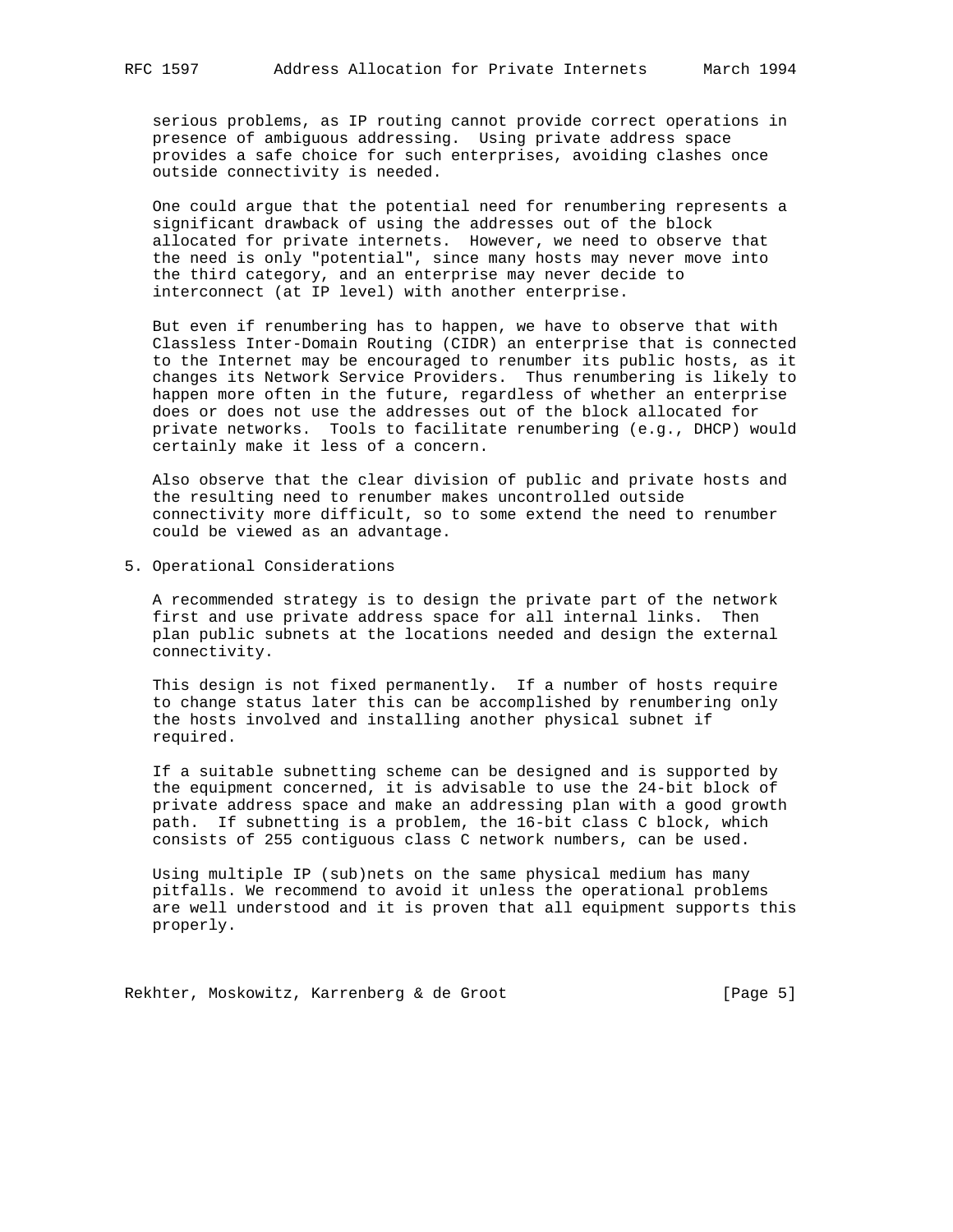serious problems, as IP routing cannot provide correct operations in presence of ambiguous addressing. Using private address space provides a safe choice for such enterprises, avoiding clashes once outside connectivity is needed.

One could argue that the potential need for renumbering represents a significant drawback of using the addresses out of the block allocated for private internets. However, we need to observe that the need is only "potential", since many hosts may never move into the third category, and an enterprise may never decide to interconnect (at IP level) with another enterprise.

But even if renumbering has to happen, we have to observe that with Classless Inter-Domain Routing (CIDR) an enterprise that is connected to the Internet may be encouraged to renumber its public hosts, as it changes its Network Service Providers. Thus renumbering is likely to happen more often in the future, regardless of whether an enterprise does or does not use the addresses out of the block allocated for private networks. Tools to facilitate renumbering (e.g., DHCP) would certainly make it less of a concern.

Also observe that the clear division of public and private hosts and the resulting need to renumber makes uncontrolled outside connectivity more difficult, so to some extend the need to renumber could be viewed as an advantage.

## 5. Operational Considerations

A recommended strategy is to design the private part of the network first and use private address space for all internal links. Then plan public subnets at the locations needed and design the external connectivity.

This design is not fixed permanently. If a number of hosts require to change status later this can be accomplished by renumbering only the hosts involved and installing another physical subnet if required.

If a suitable subnetting scheme can be designed and is supported by the equipment concerned, it is advisable to use the 24-bit block of private address space and make an addressing plan with a good growth path. If subnetting is a problem, the 16-bit class C block, which consists of 255 contiguous class C network numbers, can be used.

Using multiple IP (sub)nets on the same physical medium has many pitfalls. We recommend to avoid it unless the operational problems are well understood and it is proven that all equipment supports this properly.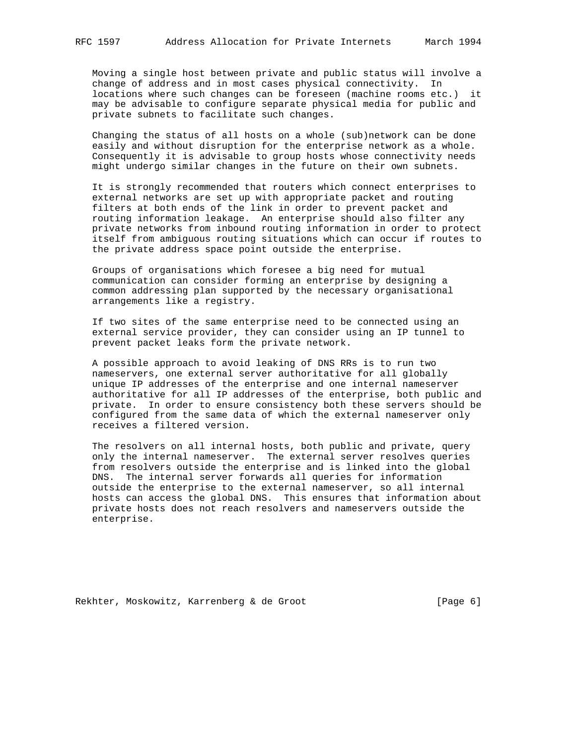Moving a single host between private and public status will involve a change of address and in most cases physical connectivity. In locations where such changes can be foreseen (machine rooms etc.) it may be advisable to configure separate physical media for public and private subnets to facilitate such changes.

Changing the status of all hosts on a whole (sub)network can be done easily and without disruption for the enterprise network as a whole. Consequently it is advisable to group hosts whose connectivity needs might undergo similar changes in the future on their own subnets.

It is strongly recommended that routers which connect enterprises to external networks are set up with appropriate packet and routing filters at both ends of the link in order to prevent packet and routing information leakage. An enterprise should also filter any private networks from inbound routing information in order to protect itself from ambiguous routing situations which can occur if routes to the private address space point outside the enterprise.

Groups of organisations which foresee a big need for mutual communication can consider forming an enterprise by designing a common addressing plan supported by the necessary organisational arrangements like a registry.

If two sites of the same enterprise need to be connected using an external service provider, they can consider using an IP tunnel to prevent packet leaks form the private network.

A possible approach to avoid leaking of DNS RRs is to run two nameservers, one external server authoritative for all globally unique IP addresses of the enterprise and one internal nameserver authoritative for all IP addresses of the enterprise, both public and private. In order to ensure consistency both these servers should be configured from the same data of which the external nameserver only receives a filtered version.

The resolvers on all internal hosts, both public and private, query only the internal nameserver. The external server resolves queries from resolvers outside the enterprise and is linked into the global DNS. The internal server forwards all queries for information outside the enterprise to the external nameserver, so all internal hosts can access the global DNS. This ensures that information about private hosts does not reach resolvers and nameservers outside the enterprise.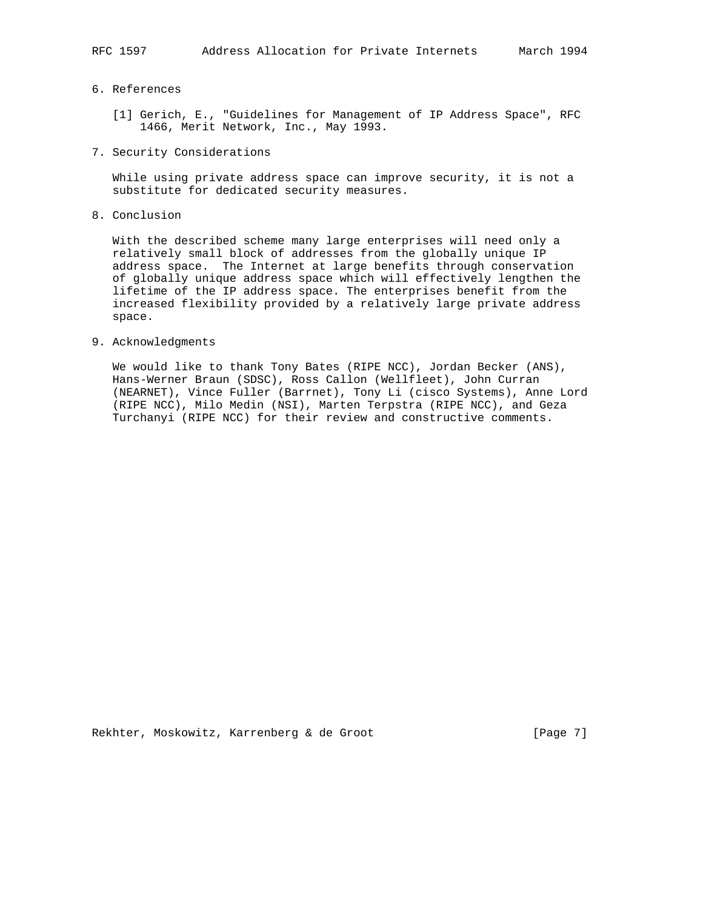## 6. References

[1] Gerich, E., "Guidelines for Management of IP Address Space", RFC 1466, Merit Network, Inc., May 1993.

## 7. Security Considerations

While using private address space can improve security, it is not a substitute for dedicated security measures.

## 8. Conclusion

With the described scheme many large enterprises will need only a relatively small block of addresses from the globally unique IP address space. The Internet at large benefits through conservation of globally unique address space which will effectively lengthen the lifetime of the IP address space. The enterprises benefit from the increased flexibility provided by a relatively large private address space.

## 9. Acknowledgments

We would like to thank Tony Bates (RIPE NCC), Jordan Becker (ANS), Hans-Werner Braun (SDSC), Ross Callon (Wellfleet), John Curran (NEARNET), Vince Fuller (Barrnet), Tony Li (cisco Systems), Anne Lord (RIPE NCC), Milo Medin (NSI), Marten Terpstra (RIPE NCC), and Geza Turchanyi (RIPE NCC) for their review and constructive comments.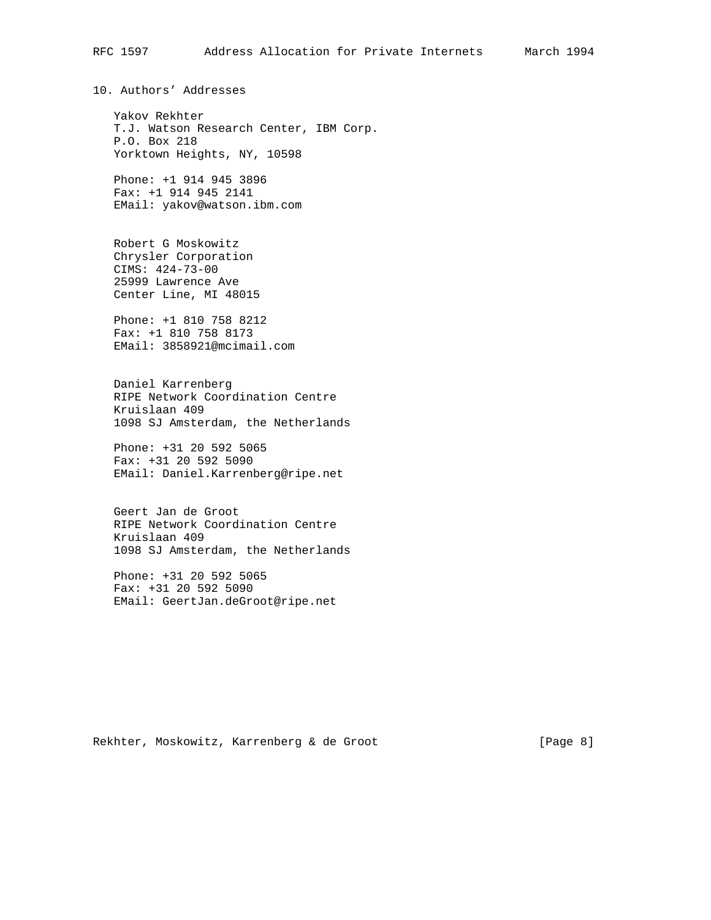## 10. Authors' Addresses

Yakov Rekhter
T.J. Watson Research Center, IBM Corp.
P.O. Box 218
Yorktown Heights, NY, 10598

Phone: +1 914 945 3896
Fax: +1 914 945 2141
EMail: yakov@watson.ibm.com

Robert G Moskowitz
Chrysler Corporation
CIMS: 424-73-00
25999 Lawrence Ave
Center Line, MI 48015

Phone: +1 810 758 8212
Fax: +1 810 758 8173
EMail: 3858921@mcimail.com

Daniel Karrenberg
RIPE Network Coordination Centre
Kruislaan 409
1098 SJ Amsterdam, the Netherlands

Phone: +31 20 592 5065
Fax: +31 20 592 5090
EMail: Daniel.Karrenberg@ripe.net

Geert Jan de Groot
RIPE Network Coordination Centre
Kruislaan 409
1098 SJ Amsterdam, the Netherlands

Phone: +31 20 592 5065
Fax: +31 20 592 5090
EMail: GeertJan.deGroot@ripe.net